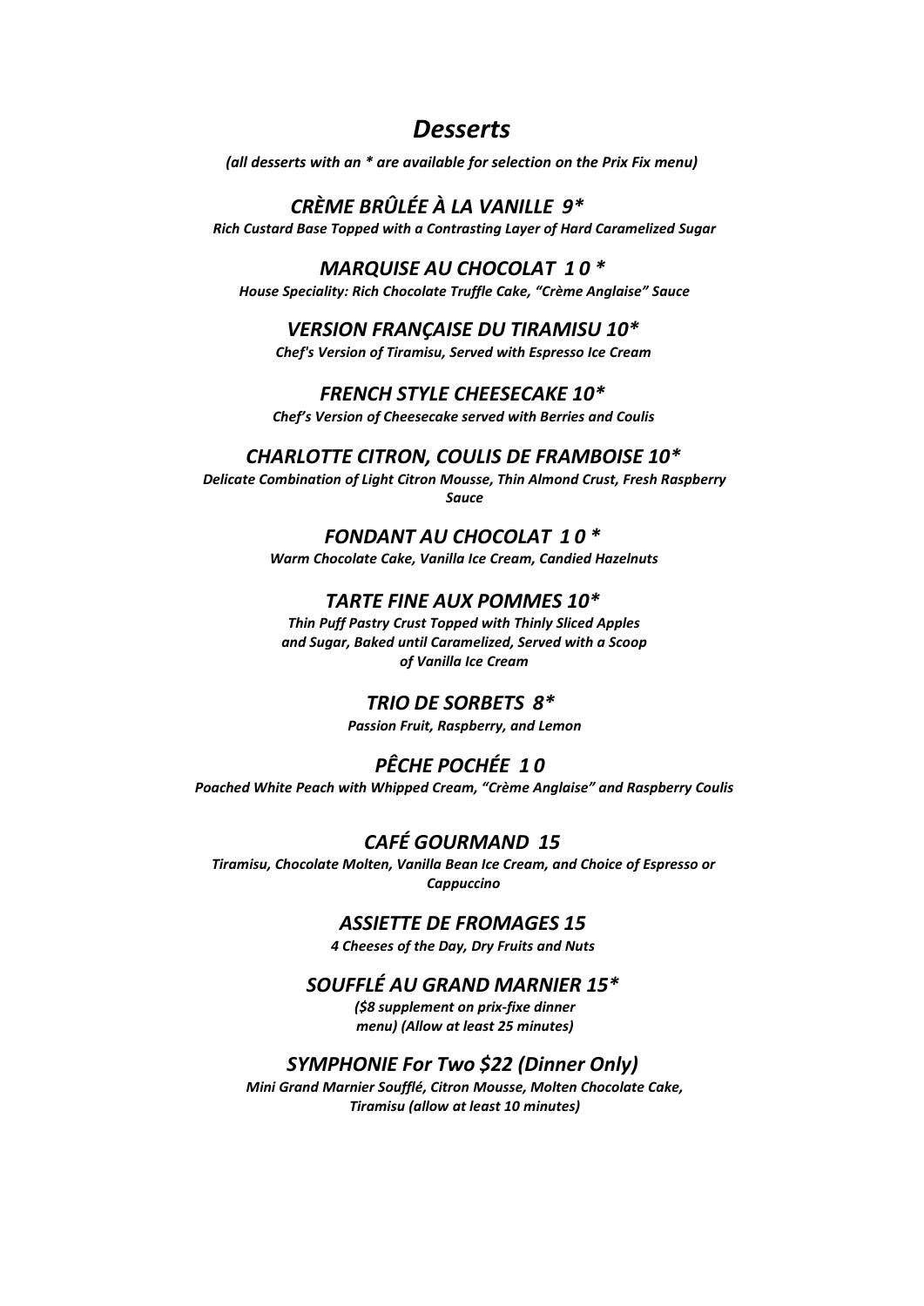# *Desserts*

***(all desserts with an * are available for selection on the Prix Fix menu)***

### *CRÈME BRÛLÉE À LA VANILLE 9**

***Rich Custard Base Topped with a Contrasting Layer of Hard Caramelized Sugar***

### *MARQUISE AU CHOCOLAT 1 0 **

***House Speciality: Rich Chocolate Truffle Cake, "Crème Anglaise" Sauce***

### *VERSION FRANÇAISE DU TIRAMISU 10**

***Chef's Version of Tiramisu, Served with Espresso Ice Cream***

### *FRENCH STYLE CHEESECAKE 10**

***Chef's Version of Cheesecake served with Berries and Coulis***

### *CHARLOTTE CITRON, COULIS DE FRAMBOISE 10**

***Delicate Combination of Light Citron Mousse, Thin Almond Crust, Fresh Raspberry Sauce***

### *FONDANT AU CHOCOLAT 1 0 **

***Warm Chocolate Cake, Vanilla Ice Cream, Candied Hazelnuts***

### *TARTE FINE AUX POMMES 10**

***Thin Puff Pastry Crust Topped with Thinly Sliced Apples and Sugar, Baked until Caramelized, Served with a Scoop of Vanilla Ice Cream***

### *TRIO DE SORBETS 8**

***Passion Fruit, Raspberry, and Lemon***

### *PÊCHE POCHÉE 1 0*

***Poached White Peach with Whipped Cream, "Crème Anglaise" and Raspberry Coulis***

### *CAFÉ GOURMAND 15*

***Tiramisu, Chocolate Molten, Vanilla Bean Ice Cream, and Choice of Espresso or Cappuccino***

### *ASSIETTE DE FROMAGES 15*

***4 Cheeses of the Day, Dry Fruits and Nuts***

### *SOUFFLÉ AU GRAND MARNIER 15**

***($8 supplement on prix-fixe dinner menu) (Allow at least 25 minutes)***

### *SYMPHONIE For Two $22 (Dinner Only)*

***Mini Grand Marnier Soufflé, Citron Mousse, Molten Chocolate Cake, Tiramisu (allow at least 10 minutes)***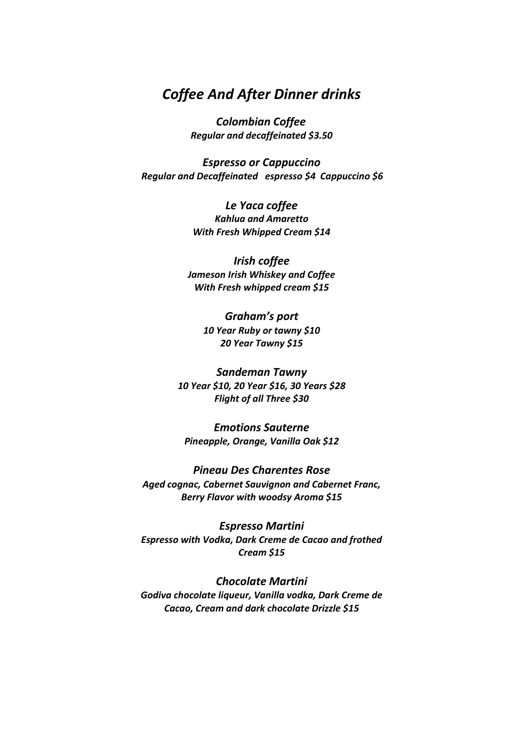# *Coffee And After Dinner drinks*

### *Colombian Coffee*
***Regular and decaffeinated $3.50***

### *Espresso or Cappuccino*
***Regular and Decaffeinated espresso $4 Cappuccino $6***

### *Le Yaca coffee*
***Kahlua and Amaretto***
***With Fresh Whipped Cream $14***

### *Irish coffee*
***Jameson Irish Whiskey and Coffee***
***With Fresh whipped cream $15***

### *Graham's port*
***10 Year Ruby or tawny $10***
***20 Year Tawny $15***

### *Sandeman Tawny*
***10 Year $10, 20 Year $16, 30 Years $28***
***Flight of all Three $30***

### *Emotions Sauterne*
***Pineapple, Orange, Vanilla Oak $12***

### *Pineau Des Charentes Rose*
***Aged cognac, Cabernet Sauvignon and Cabernet Franc, Berry Flavor with woodsy Aroma $15***

### *Espresso Martini*
***Espresso with Vodka, Dark Creme de Cacao and frothed Cream $15***

### *Chocolate Martini*
***Godiva chocolate liqueur, Vanilla vodka, Dark Creme de Cacao, Cream and dark chocolate Drizzle $15***